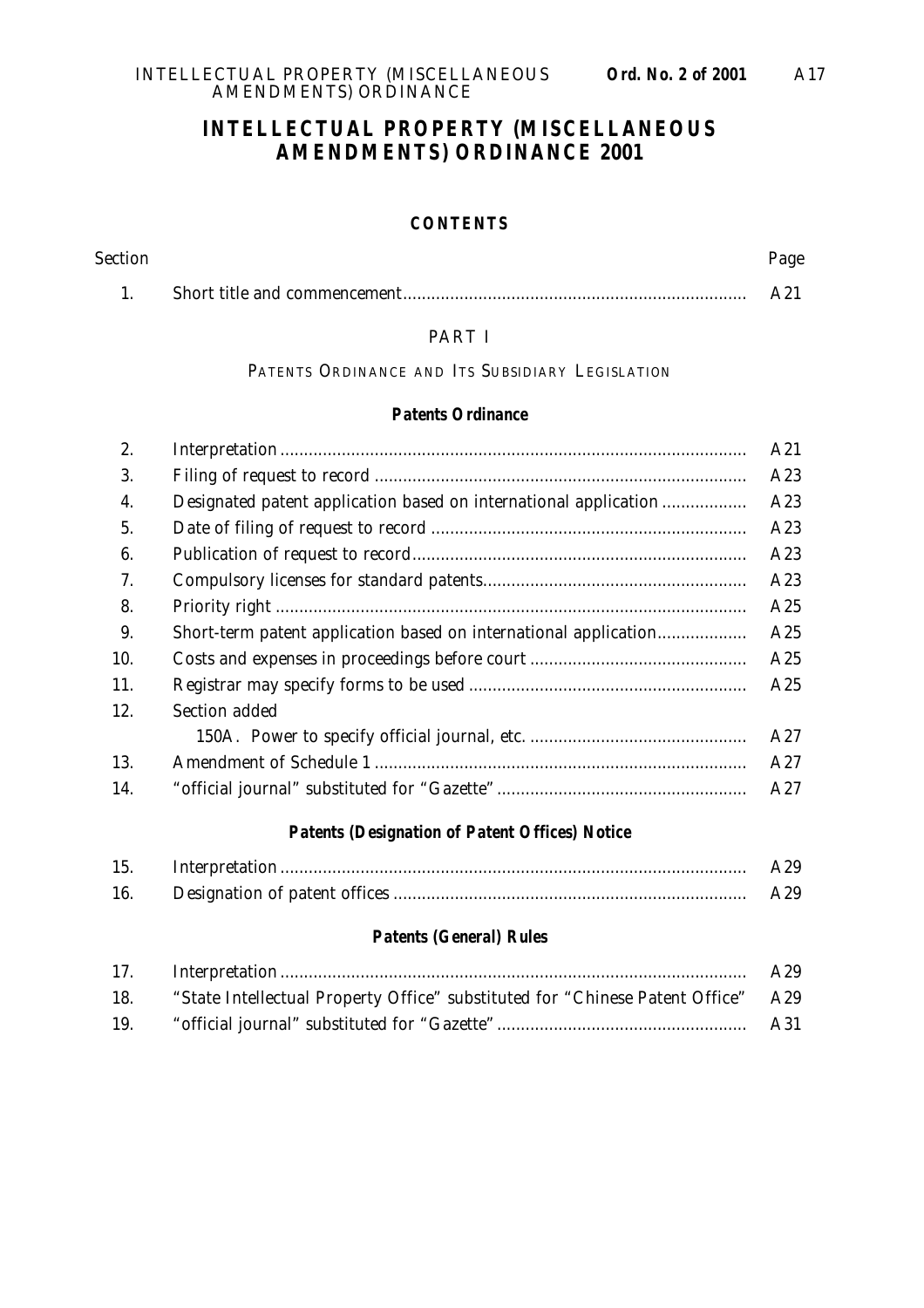# INTELLECTUAL PROPERTY (MISCELLANEOUS AMENDMENTS) ORDINANCE 2001

## CONTENTS

| Section | | Page |
|---|---|---|
| 1. | Short title and commencement | A21 |

### PART I

### PATENTS ORDINANCE AND ITS SUBSIDIARY LEGISLATION

#### *Patents Ordinance*

| Section | | Page |
|---|---|---|
| 2. | Interpretation | A21 |
| 3. | Filing of request to record | A23 |
| 4. | Designated patent application based on international application | A23 |
| 5. | Date of filing of request to record | A23 |
| 6. | Publication of request to record | A23 |
| 7. | Compulsory licenses for standard patents | A23 |
| 8. | Priority right | A25 |
| 9. | Short-term patent application based on international application | A25 |
| 10. | Costs and expenses in proceedings before court | A25 |
| 11. | Registrar may specify forms to be used | A25 |
| 12. | Section added | |
| | 150A. Power to specify official journal, etc. | A27 |
| 13. | Amendment of Schedule 1 | A27 |
| 14. | "official journal" substituted for "Gazette" | A27 |

#### *Patents (Designation of Patent Offices) Notice*

| Section | | Page |
|---|---|---|
| 15. | Interpretation | A29 |
| 16. | Designation of patent offices | A29 |

#### *Patents (General) Rules*

| Section | | Page |
|---|---|---|
| 17. | Interpretation | A29 |
| 18. | "State Intellectual Property Office" substituted for "Chinese Patent Office" | A29 |
| 19. | "official journal" substituted for "Gazette" | A31 |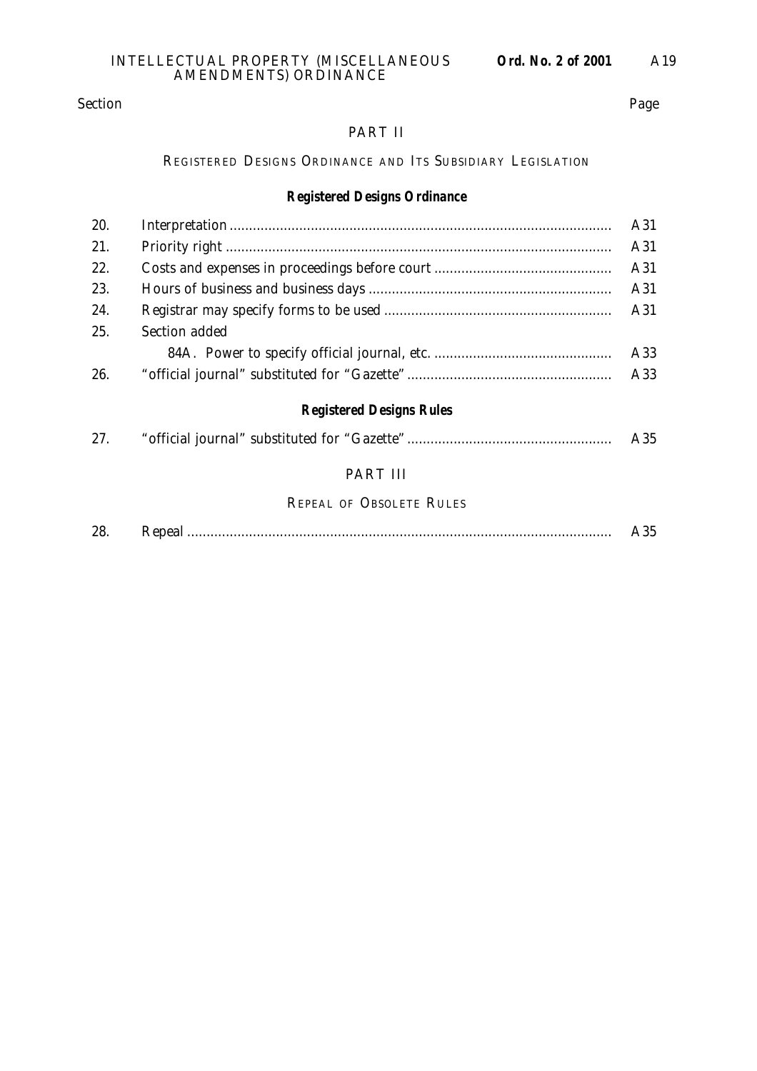| Section | | Page |
|---|---|---|

## PART II

### REGISTERED DESIGNS ORDINANCE AND ITS SUBSIDIARY LEGISLATION

#### *Registered Designs Ordinance*

| Section | | Page |
|---|---|---|
| 20. | Interpretation | A31 |
| 21. | Priority right | A31 |
| 22. | Costs and expenses in proceedings before court | A31 |
| 23. | Hours of business and business days | A31 |
| 24. | Registrar may specify forms to be used | A31 |
| 25. | Section added | |
| | 84A. Power to specify official journal, etc. | A33 |
| 26. | "official journal" substituted for "Gazette" | A33 |

#### *Registered Designs Rules*

| Section | | Page |
|---|---|---|
| 27. | "official journal" substituted for "Gazette" | A35 |

## PART III

### REPEAL OF OBSOLETE RULES

| Section | | Page |
|---|---|---|
| 28. | Repeal | A35 |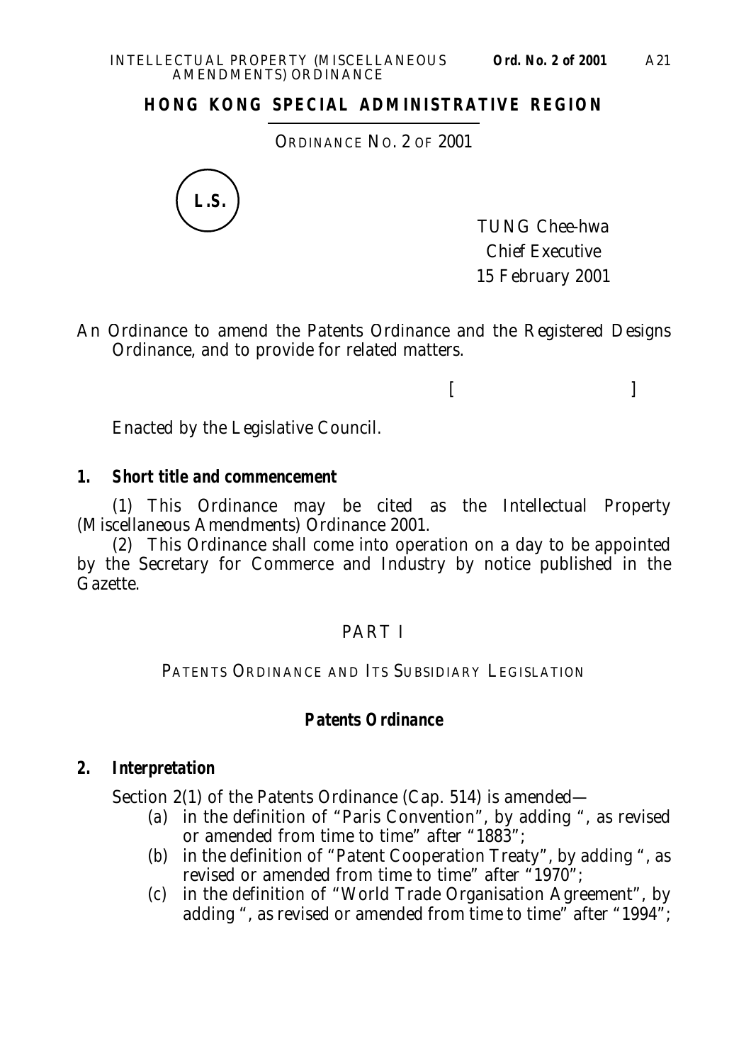**HONG KONG SPECIAL ADMINISTRATIVE REGION**

ORDINANCE NO. 2 OF 2001

L.S.

TUNG Chee-hwa
Chief Executive
15 February 2001

An Ordinance to amend the Patents Ordinance and the Registered Designs Ordinance, and to provide for related matters.

[ ]

Enacted by the Legislative Council.

**1. Short title and commencement**

(1) This Ordinance may be cited as the Intellectual Property (Miscellaneous Amendments) Ordinance 2001.

(2) This Ordinance shall come into operation on a day to be appointed by the Secretary for Commerce and Industry by notice published in the Gazette.

## PART I

### PATENTS ORDINANCE AND ITS SUBSIDIARY LEGISLATION

#### *Patents Ordinance*

**2. Interpretation**

Section 2(1) of the Patents Ordinance (Cap. 514) is amended—

(*a*) in the definition of "Paris Convention", by adding ", as revised or amended from time to time" after "1883";

(*b*) in the definition of "Patent Cooperation Treaty", by adding ", as revised or amended from time to time" after "1970";

(*c*) in the definition of "World Trade Organisation Agreement", by adding ", as revised or amended from time to time" after "1994";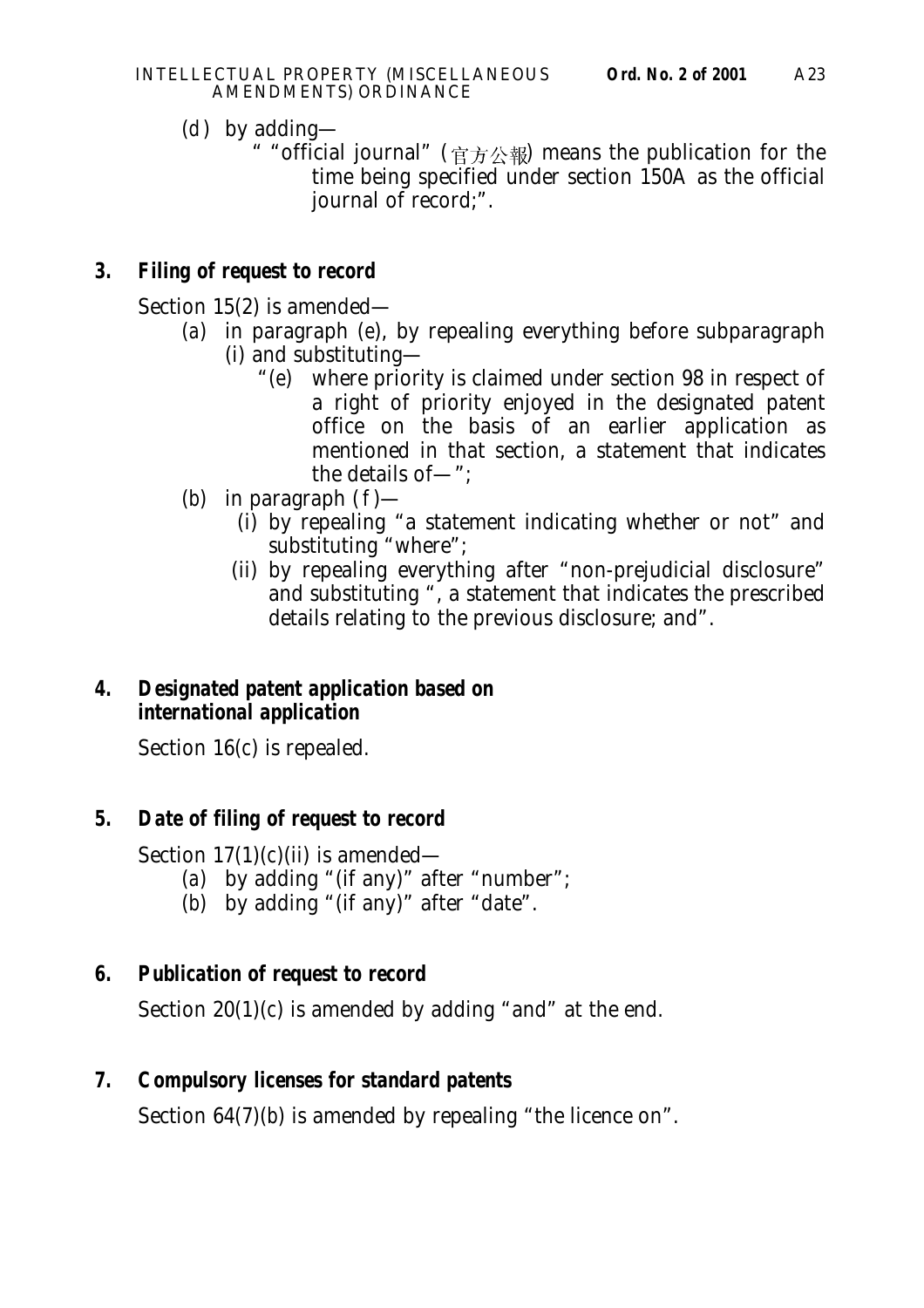(*d*) by adding—

" "official journal" (官方公報) means the publication for the time being specified under section 150A as the official journal of record;".

### 3. Filing of request to record

Section 15(2) is amended—

(*a*) in paragraph (*e*), by repealing everything before subparagraph (i) and substituting—

"(*e*) where priority is claimed under section 98 in respect of a right of priority enjoyed in the designated patent office on the basis of an earlier application as mentioned in that section, a statement that indicates the details of—";

(*b*) in paragraph (*f*)—

(i) by repealing "a statement indicating whether or not" and substituting "where";

(ii) by repealing everything after "non-prejudicial disclosure" and substituting ", a statement that indicates the prescribed details relating to the previous disclosure; and".

### 4. Designated patent application based on international application

Section 16(*c*) is repealed.

### 5. Date of filing of request to record

Section 17(1)(*c*)(ii) is amended—

(*a*) by adding "(if any)" after "number";

(*b*) by adding "(if any)" after "date".

### 6. Publication of request to record

Section 20(1)(*c*) is amended by adding "and" at the end.

### 7. Compulsory licenses for standard patents

Section 64(7)(*b*) is amended by repealing "the licence on".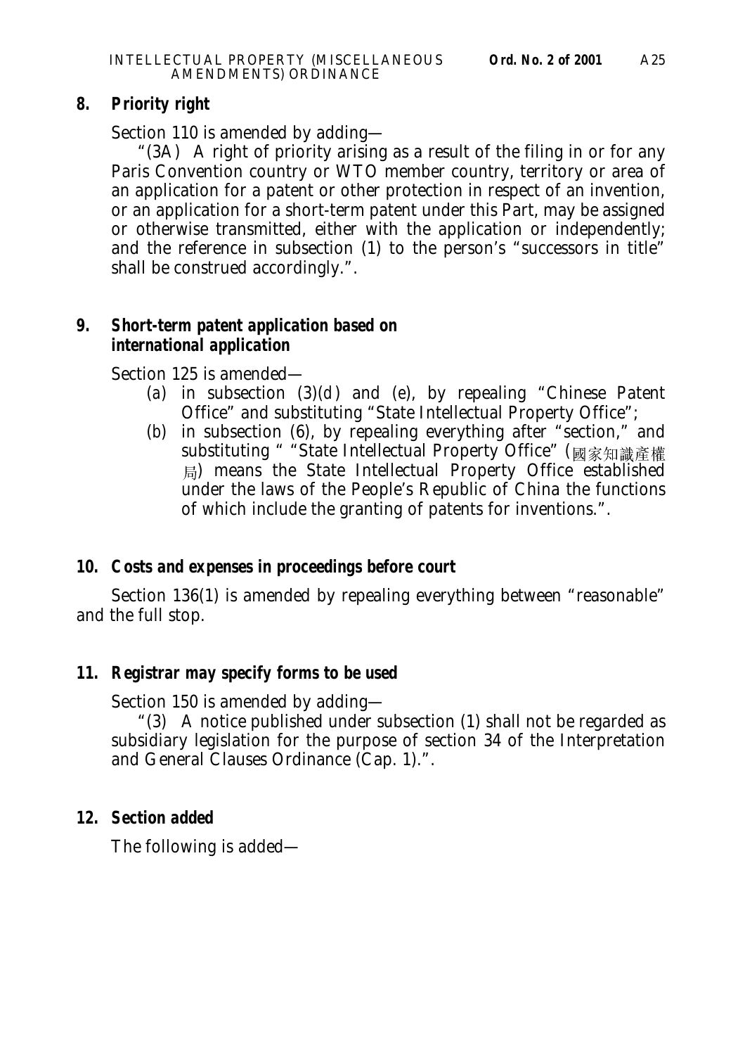**8. Priority right**

Section 110 is amended by adding—

"(3A) A right of priority arising as a result of the filing in or for any Paris Convention country or WTO member country, territory or area of an application for a patent or other protection in respect of an invention, or an application for a short-term patent under this Part, may be assigned or otherwise transmitted, either with the application or independently; and the reference in subsection (1) to the person's "successors in title" shall be construed accordingly.".

**9. Short-term patent application based on international application**

Section 125 is amended—

(*a*) in subsection (3)(*d*) and (*e*), by repealing "Chinese Patent Office" and substituting "State Intellectual Property Office";

(*b*) in subsection (6), by repealing everything after "section," and substituting " "State Intellectual Property Office" (國家知識產權局) means the State Intellectual Property Office established under the laws of the People's Republic of China the functions of which include the granting of patents for inventions.".

**10. Costs and expenses in proceedings before court**

Section 136(1) is amended by repealing everything between "reasonable" and the full stop.

**11. Registrar may specify forms to be used**

Section 150 is amended by adding—

"(3) A notice published under subsection (1) shall not be regarded as subsidiary legislation for the purpose of section 34 of the Interpretation and General Clauses Ordinance (Cap. 1).".

**12. Section added**

The following is added—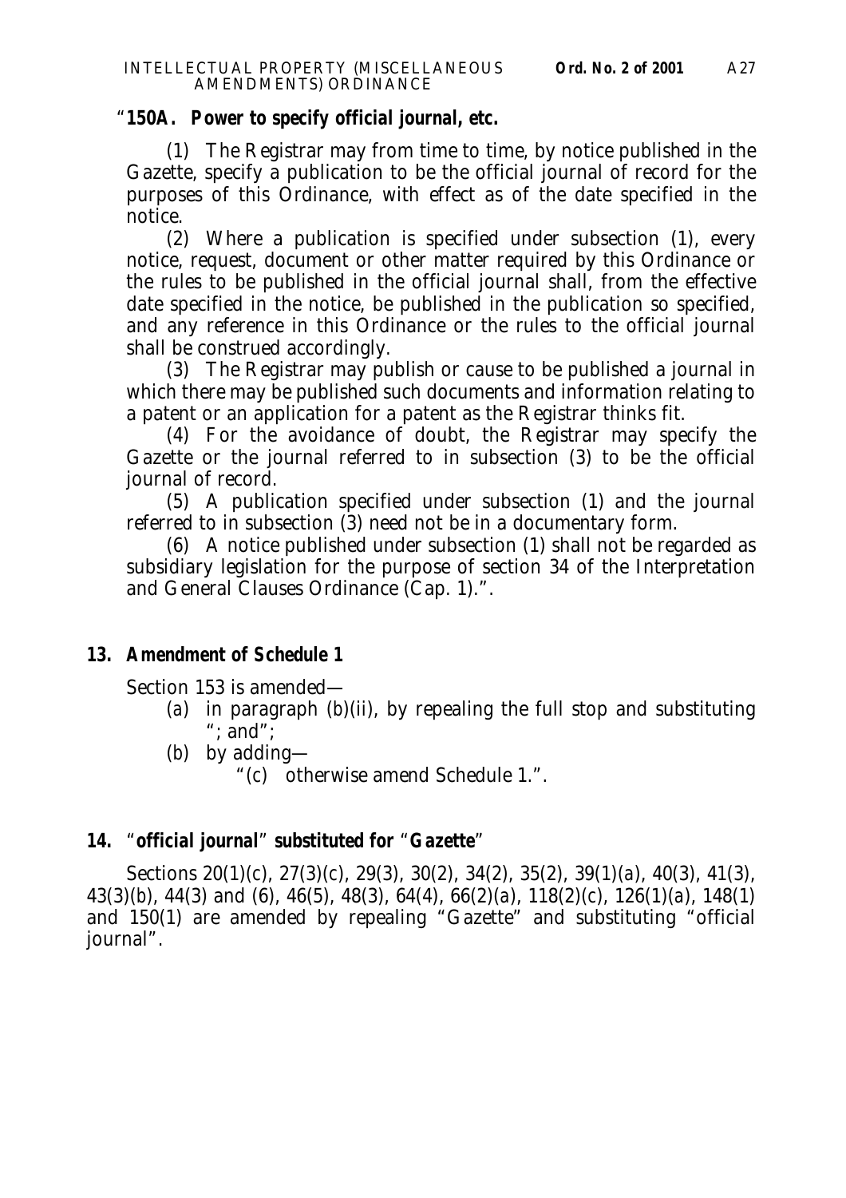"**150A. Power to specify official journal, etc.**

(1) The Registrar may from time to time, by notice published in the Gazette, specify a publication to be the official journal of record for the purposes of this Ordinance, with effect as of the date specified in the notice.

(2) Where a publication is specified under subsection (1), every notice, request, document or other matter required by this Ordinance or the rules to be published in the official journal shall, from the effective date specified in the notice, be published in the publication so specified, and any reference in this Ordinance or the rules to the official journal shall be construed accordingly.

(3) The Registrar may publish or cause to be published a journal in which there may be published such documents and information relating to a patent or an application for a patent as the Registrar thinks fit.

(4) For the avoidance of doubt, the Registrar may specify the Gazette or the journal referred to in subsection (3) to be the official journal of record.

(5) A publication specified under subsection (1) and the journal referred to in subsection (3) need not be in a documentary form.

(6) A notice published under subsection (1) shall not be regarded as subsidiary legislation for the purpose of section 34 of the Interpretation and General Clauses Ordinance (Cap. 1).".

**13. Amendment of Schedule 1**

Section 153 is amended—

(*a*) in paragraph (*b*)(ii), by repealing the full stop and substituting "; and";

(*b*) by adding—

"(*c*) otherwise amend Schedule 1.".

**14. "official journal" substituted for "Gazette"**

Sections 20(1)(*c*), 27(3)(*c*), 29(3), 30(2), 34(2), 35(2), 39(1)(*a*), 40(3), 41(3), 43(3)(*b*), 44(3) and (6), 46(5), 48(3), 64(4), 66(2)(*a*), 118(2)(*c*), 126(1)(*a*), 148(1) and 150(1) are amended by repealing "Gazette" and substituting "official journal".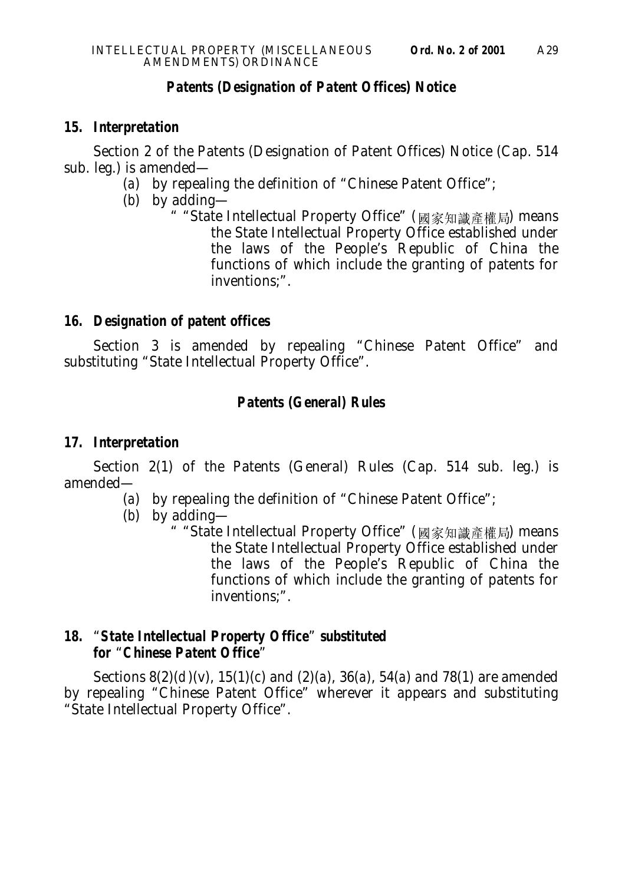## Patents (Designation of Patent Offices) Notice

### *15. Interpretation*

Section 2 of the Patents (Designation of Patent Offices) Notice (Cap. 514 sub. leg.) is amended—

- (*a*) by repealing the definition of "Chinese Patent Office";
- (*b*) by adding—

  " "State Intellectual Property Office" (國家知識產權局) means the State Intellectual Property Office established under the laws of the People's Republic of China the functions of which include the granting of patents for inventions;".

### *16. Designation of patent offices*

Section 3 is amended by repealing "Chinese Patent Office" and substituting "State Intellectual Property Office".

## Patents (General) Rules

### *17. Interpretation*

Section 2(1) of the Patents (General) Rules (Cap. 514 sub. leg.) is amended—

- (*a*) by repealing the definition of "Chinese Patent Office";
- (*b*) by adding—

  " "State Intellectual Property Office" (國家知識產權局) means the State Intellectual Property Office established under the laws of the People's Republic of China the functions of which include the granting of patents for inventions;".

### *18. "State Intellectual Property Office" substituted for "Chinese Patent Office"*

Sections 8(2)(*d*)(v), 15(1)(*c*) and (2)(*a*), 36(*a*), 54(*a*) and 78(1) are amended by repealing "Chinese Patent Office" wherever it appears and substituting "State Intellectual Property Office".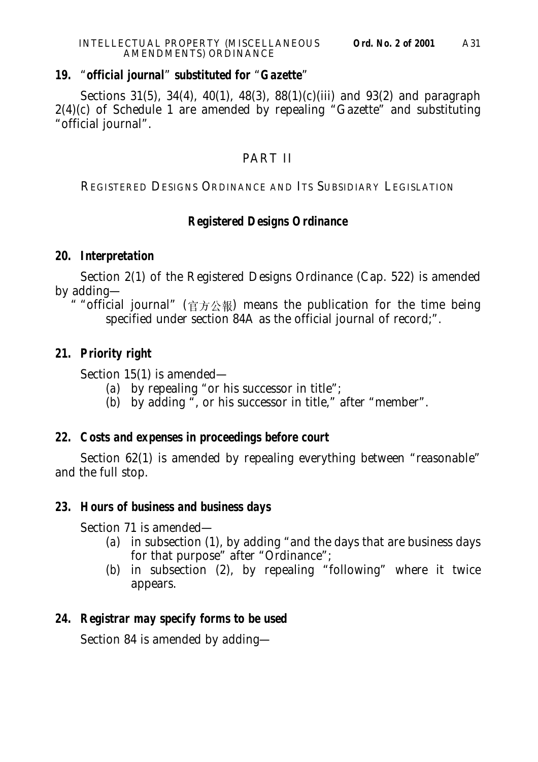**19. "official journal" substituted for "Gazette"**

Sections 31(5), 34(4), 40(1), 48(3), 88(1)(c)(iii) and 93(2) and paragraph 2(4)(c) of Schedule 1 are amended by repealing "Gazette" and substituting "official journal".

## PART II

### REGISTERED DESIGNS ORDINANCE AND ITS SUBSIDIARY LEGISLATION

### *Registered Designs Ordinance*

***20. Interpretation***

Section 2(1) of the Registered Designs Ordinance (Cap. 522) is amended by adding—

" "official journal" (官方公報) means the publication for the time being specified under section 84A as the official journal of record;".

***21. Priority right***

Section 15(1) is amended—

(*a*) by repealing "or his successor in title";

(*b*) by adding ", or his successor in title," after "member".

***22. Costs and expenses in proceedings before court***

Section 62(1) is amended by repealing everything between "reasonable" and the full stop.

***23. Hours of business and business days***

Section 71 is amended—

(*a*) in subsection (1), by adding "and the days that are business days for that purpose" after "Ordinance";

(*b*) in subsection (2), by repealing "following" where it twice appears.

***24. Registrar may specify forms to be used***

Section 84 is amended by adding—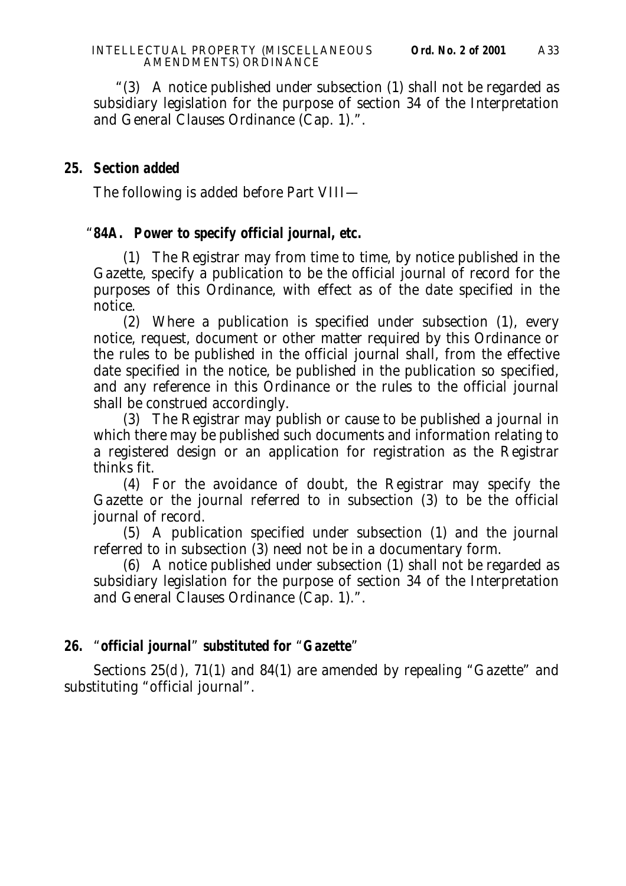"(3) A notice published under subsection (1) shall not be regarded as subsidiary legislation for the purpose of section 34 of the Interpretation and General Clauses Ordinance (Cap. 1).".

**25. Section added**

The following is added before Part VIII—

"**84A. Power to specify official journal, etc.**

(1) The Registrar may from time to time, by notice published in the Gazette, specify a publication to be the official journal of record for the purposes of this Ordinance, with effect as of the date specified in the notice.

(2) Where a publication is specified under subsection (1), every notice, request, document or other matter required by this Ordinance or the rules to be published in the official journal shall, from the effective date specified in the notice, be published in the publication so specified, and any reference in this Ordinance or the rules to the official journal shall be construed accordingly.

(3) The Registrar may publish or cause to be published a journal in which there may be published such documents and information relating to a registered design or an application for registration as the Registrar thinks fit.

(4) For the avoidance of doubt, the Registrar may specify the Gazette or the journal referred to in subsection (3) to be the official journal of record.

(5) A publication specified under subsection (1) and the journal referred to in subsection (3) need not be in a documentary form.

(6) A notice published under subsection (1) shall not be regarded as subsidiary legislation for the purpose of section 34 of the Interpretation and General Clauses Ordinance (Cap. 1).".

**26. "official journal" substituted for "Gazette"**

Sections 25(d), 71(1) and 84(1) are amended by repealing "Gazette" and substituting "official journal".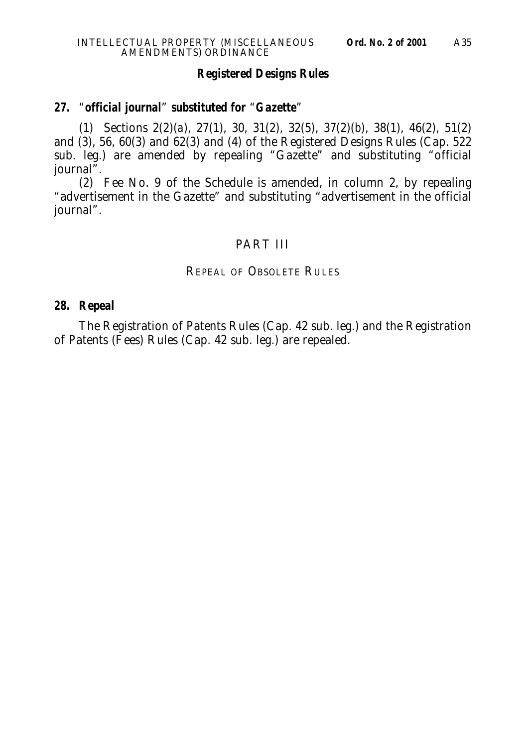## Registered Designs Rules

**27. "official journal" substituted for "Gazette"**

(1) Sections 2(2)(*a*), 27(1), 30, 31(2), 32(5), 37(2)(*b*), 38(1), 46(2), 51(2) and (3), 56, 60(3) and 62(3) and (4) of the Registered Designs Rules (Cap. 522 sub. leg.) are amended by repealing "Gazette" and substituting "official journal".

(2) Fee No. 9 of the Schedule is amended, in column 2, by repealing "advertisement in the Gazette" and substituting "advertisement in the official journal".

# PART III

## REPEAL OF OBSOLETE RULES

**28. Repeal**

The Registration of Patents Rules (Cap. 42 sub. leg.) and the Registration of Patents (Fees) Rules (Cap. 42 sub. leg.) are repealed.